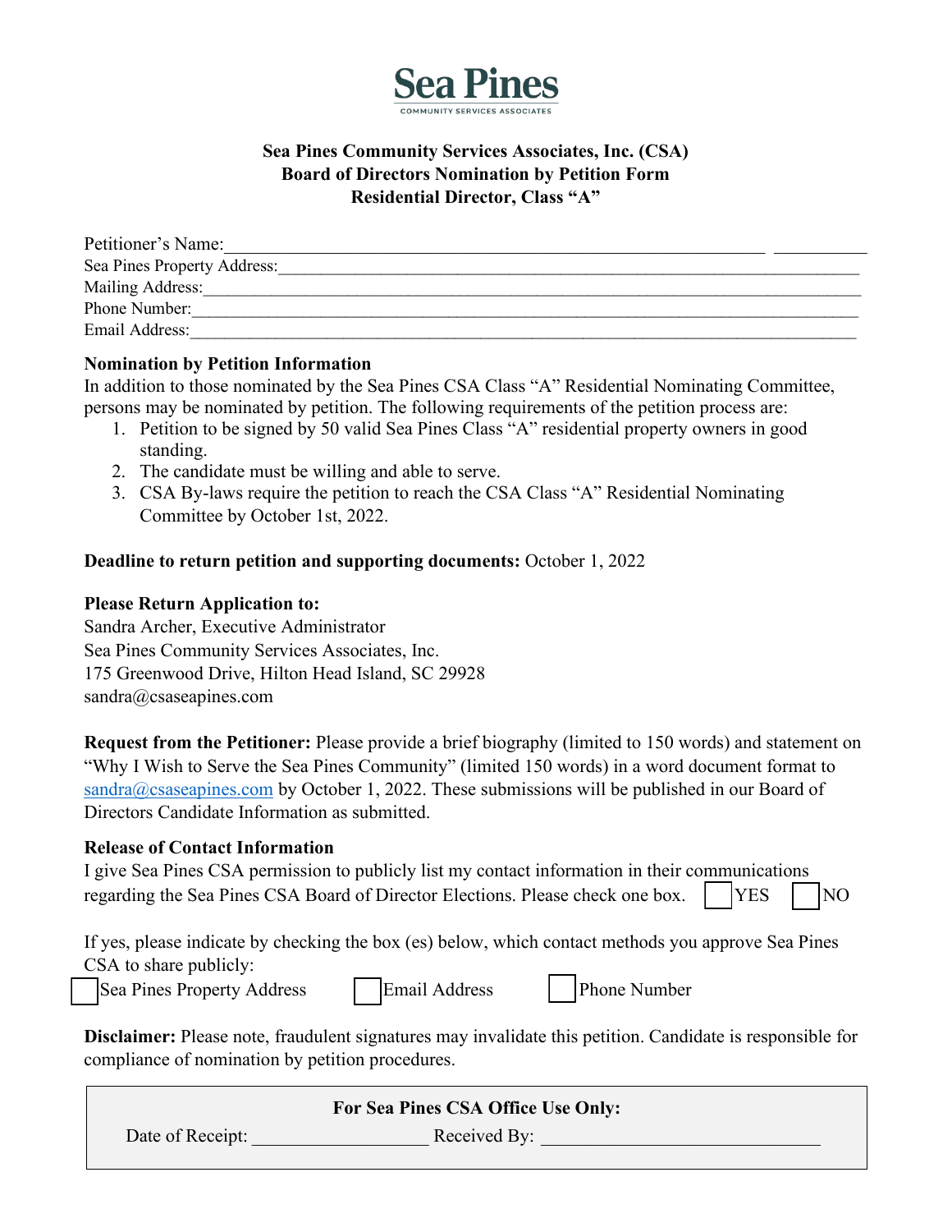Sea Pines
COMMUNITY SERVICES ASSOCIATES

**Sea Pines Community Services Associates, Inc. (CSA)**
**Board of Directors Nomination by Petition Form**
**Residential Director, Class "A"**

Petitioner's Name:_______________________________________________ __________
Sea Pines Property Address:_______________________________________________
Mailing Address:_______________________________________________
Phone Number:_______________________________________________
Email Address:_______________________________________________

**Nomination by Petition Information**
In addition to those nominated by the Sea Pines CSA Class "A" Residential Nominating Committee, persons may be nominated by petition. The following requirements of the petition process are:

1. Petition to be signed by 50 valid Sea Pines Class "A" residential property owners in good standing.
2. The candidate must be willing and able to serve.
3. CSA By-laws require the petition to reach the CSA Class "A" Residential Nominating Committee by October 1st, 2022.

**Deadline to return petition and supporting documents:** October 1, 2022

**Please Return Application to:**
Sandra Archer, Executive Administrator
Sea Pines Community Services Associates, Inc.
175 Greenwood Drive, Hilton Head Island, SC 29928
sandra@csaseapines.com

**Request from the Petitioner:** Please provide a brief biography (limited to 150 words) and statement on "Why I Wish to Serve the Sea Pines Community" (limited 150 words) in a word document format to sandra@csaseapines.com by October 1, 2022. These submissions will be published in our Board of Directors Candidate Information as submitted.

**Release of Contact Information**
I give Sea Pines CSA permission to publicly list my contact information in their communications regarding the Sea Pines CSA Board of Director Elections. Please check one box. ☐ YES ☐ NO

If yes, please indicate by checking the box (es) below, which contact methods you approve Sea Pines CSA to share publicly:
☐ Sea Pines Property Address ☐ Email Address ☐ Phone Number

**Disclaimer:** Please note, fraudulent signatures may invalidate this petition. Candidate is responsible for compliance of nomination by petition procedures.

**For Sea Pines CSA Office Use Only:**
Date of Receipt: __________________ Received By: ____________________________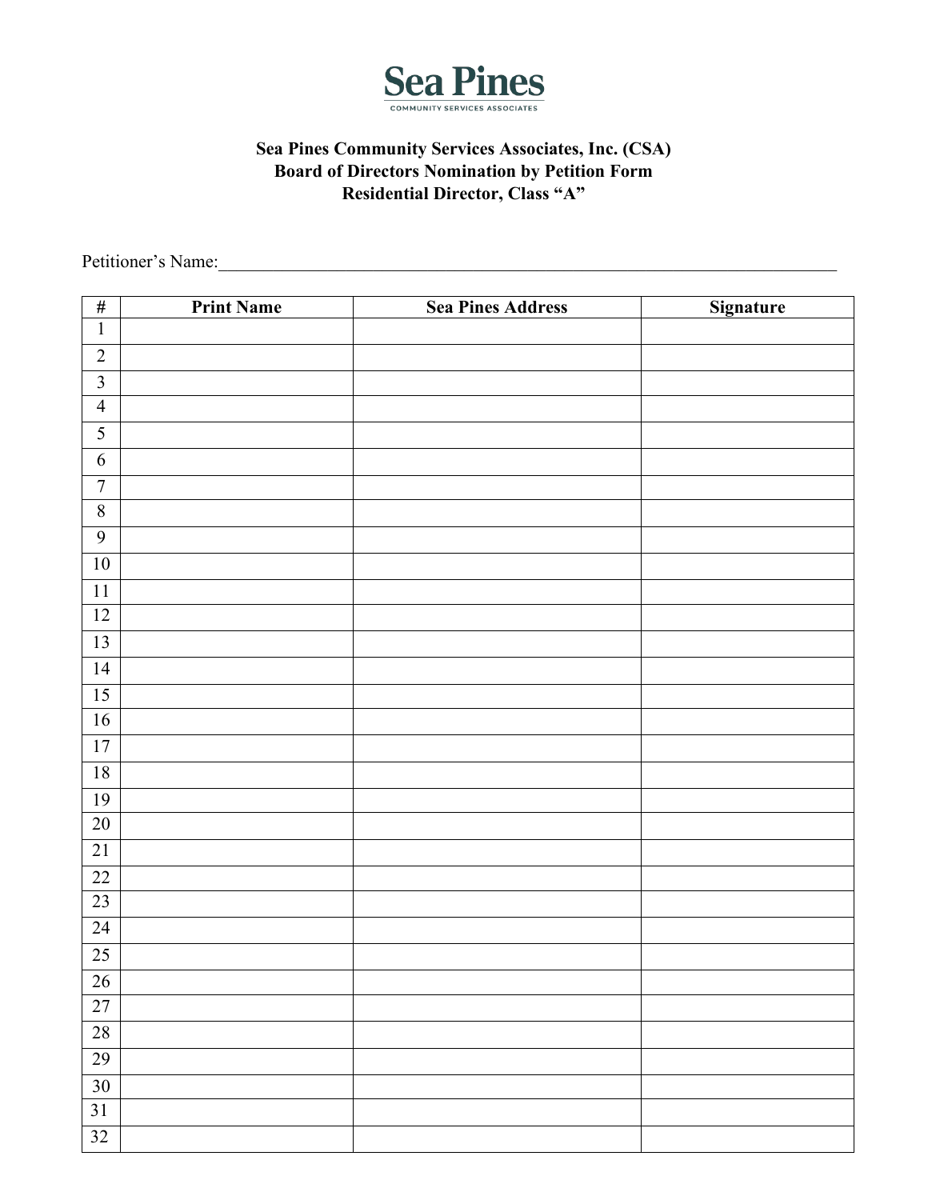**Sea Pines**
COMMUNITY SERVICES ASSOCIATES

**Sea Pines Community Services Associates, Inc. (CSA)**
**Board of Directors Nomination by Petition Form**
**Residential Director, Class "A"**

Petitioner's Name:___________________________________________________________________________

| # | Print Name | Sea Pines Address | Signature |
|---|---|---|---|
| 1 | | | |
| 2 | | | |
| 3 | | | |
| 4 | | | |
| 5 | | | |
| 6 | | | |
| 7 | | | |
| 8 | | | |
| 9 | | | |
| 10 | | | |
| 11 | | | |
| 12 | | | |
| 13 | | | |
| 14 | | | |
| 15 | | | |
| 16 | | | |
| 17 | | | |
| 18 | | | |
| 19 | | | |
| 20 | | | |
| 21 | | | |
| 22 | | | |
| 23 | | | |
| 24 | | | |
| 25 | | | |
| 26 | | | |
| 27 | | | |
| 28 | | | |
| 29 | | | |
| 30 | | | |
| 31 | | | |
| 32 | | | |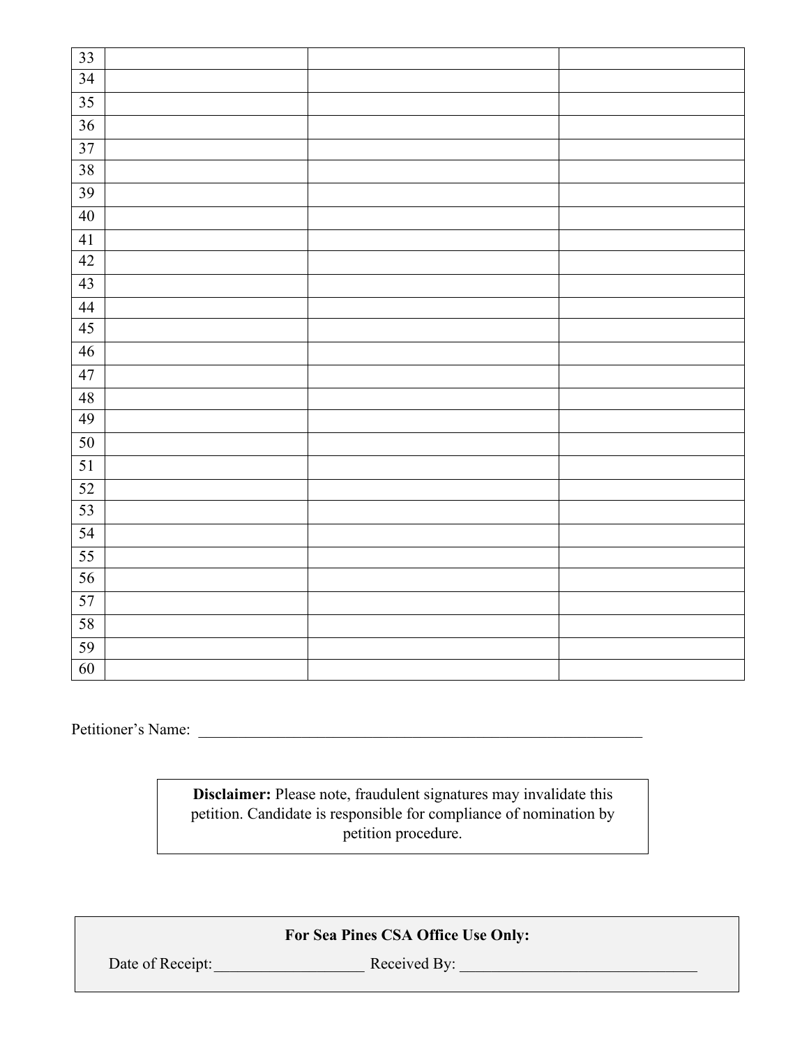| | | | |
|---|---|---|---|
| 33 | | | |
| 34 | | | |
| 35 | | | |
| 36 | | | |
| 37 | | | |
| 38 | | | |
| 39 | | | |
| 40 | | | |
| 41 | | | |
| 42 | | | |
| 43 | | | |
| 44 | | | |
| 45 | | | |
| 46 | | | |
| 47 | | | |
| 48 | | | |
| 49 | | | |
| 50 | | | |
| 51 | | | |
| 52 | | | |
| 53 | | | |
| 54 | | | |
| 55 | | | |
| 56 | | | |
| 57 | | | |
| 58 | | | |
| 59 | | | |
| 60 | | | |

Petitioner's Name: ____________________________________________________________

**Disclaimer:** Please note, fraudulent signatures may invalidate this petition. Candidate is responsible for compliance of nomination by petition procedure.

**For Sea Pines CSA Office Use Only:**

Date of Receipt:___________________ Received By: ______________________________